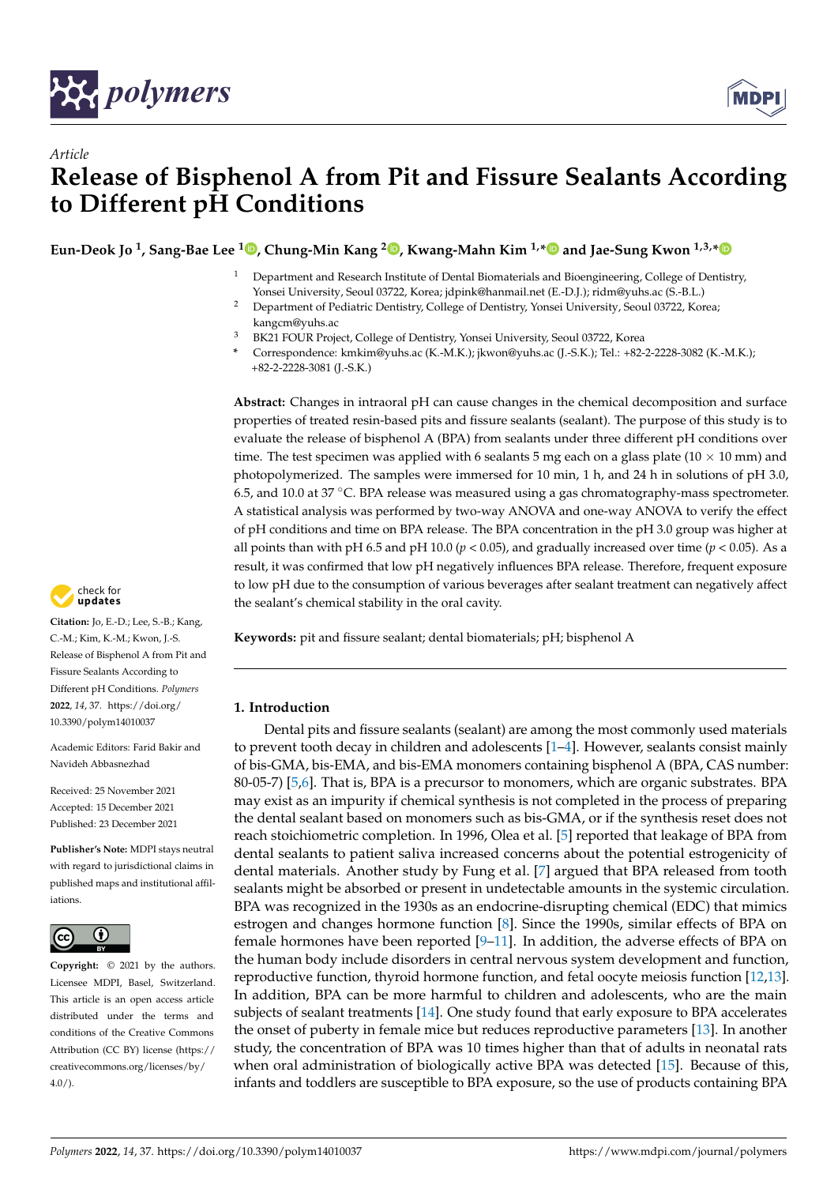*Article*

# Release of Bisphenol A from Pit and Fissure Sealants According to Different pH Conditions

**Eun-Deok Jo [1], Sang-Bae Lee [1], Chung-Min Kang [2], Kwang-Mahn Kim [1,*] and Jae-Sung Kwon [1,3,*]**

[1] Department and Research Institute of Dental Biomaterials and Bioengineering, College of Dentistry, Yonsei University, Seoul 03722, Korea; jdpink@hanmail.net (E.-D.J.); ridm@yuhs.ac (S.-B.L.)

[2] Department of Pediatric Dentistry, College of Dentistry, Yonsei University, Seoul 03722, Korea; kangcm@yuhs.ac

[3] BK21 FOUR Project, College of Dentistry, Yonsei University, Seoul 03722, Korea

[*] Correspondence: kmkim@yuhs.ac (K.-M.K.); jkwon@yuhs.ac (J.-S.K.); Tel.: +82-2-2228-3082 (K.-M.K.); +82-2-2228-3081 (J.-S.K.)

**Abstract:** Changes in intraoral pH can cause changes in the chemical decomposition and surface properties of treated resin-based pits and fissure sealants (sealant). The purpose of this study is to evaluate the release of bisphenol A (BPA) from sealants under three different pH conditions over time. The test specimen was applied with 6 sealants 5 mg each on a glass plate (10 × 10 mm) and photopolymerized. The samples were immersed for 10 min, 1 h, and 24 h in solutions of pH 3.0, 6.5, and 10.0 at 37 °C. BPA release was measured using a gas chromatography-mass spectrometer. A statistical analysis was performed by two-way ANOVA and one-way ANOVA to verify the effect of pH conditions and time on BPA release. The BPA concentration in the pH 3.0 group was higher at all points than with pH 6.5 and pH 10.0 ($p < 0.05$), and gradually increased over time ($p < 0.05$). As a result, it was confirmed that low pH negatively influences BPA release. Therefore, frequent exposure to low pH due to the consumption of various beverages after sealant treatment can negatively affect the sealant's chemical stability in the oral cavity.

**Keywords:** pit and fissure sealant; dental biomaterials; pH; bisphenol A

**Citation:** Jo, E.-D.; Lee, S.-B.; Kang, C.-M.; Kim, K.-M.; Kwon, J.-S. Release of Bisphenol A from Pit and Fissure Sealants According to Different pH Conditions. *Polymers* **2022**, *14*, 37. https://doi.org/10.3390/polym14010037

Academic Editors: Farid Bakir and Navideh Abbasnezhad

Received: 25 November 2021
Accepted: 15 December 2021
Published: 23 December 2021

**Publisher's Note:** MDPI stays neutral with regard to jurisdictional claims in published maps and institutional affiliations.

**Copyright:** © 2021 by the authors. Licensee MDPI, Basel, Switzerland. This article is an open access article distributed under the terms and conditions of the Creative Commons Attribution (CC BY) license (https://creativecommons.org/licenses/by/4.0/).

## 1. Introduction

Dental pits and fissure sealants (sealant) are among the most commonly used materials to prevent tooth decay in children and adolescents [1–4]. However, sealants consist mainly of bis-GMA, bis-EMA, and bis-EMA monomers containing bisphenol A (BPA, CAS number: 80-05-7) [5,6]. That is, BPA is a precursor to monomers, which are organic substrates. BPA may exist as an impurity if chemical synthesis is not completed in the process of preparing the dental sealant based on monomers such as bis-GMA, or if the synthesis reset does not reach stoichiometric completion. In 1996, Olea et al. [5] reported that leakage of BPA from dental sealants to patient saliva increased concerns about the potential estrogenicity of dental materials. Another study by Fung et al. [7] argued that BPA released from tooth sealants might be absorbed or present in undetectable amounts in the systemic circulation. BPA was recognized in the 1930s as an endocrine-disrupting chemical (EDC) that mimics estrogen and changes hormone function [8]. Since the 1990s, similar effects of BPA on female hormones have been reported [9–11]. In addition, the adverse effects of BPA on the human body include disorders in central nervous system development and function, reproductive function, thyroid hormone function, and fetal oocyte meiosis function [12,13]. In addition, BPA can be more harmful to children and adolescents, who are the main subjects of sealant treatments [14]. One study found that early exposure to BPA accelerates the onset of puberty in female mice but reduces reproductive parameters [13]. In another study, the concentration of BPA was 10 times higher than that of adults in neonatal rats when oral administration of biologically active BPA was detected [15]. Because of this, infants and toddlers are susceptible to BPA exposure, so the use of products containing BPA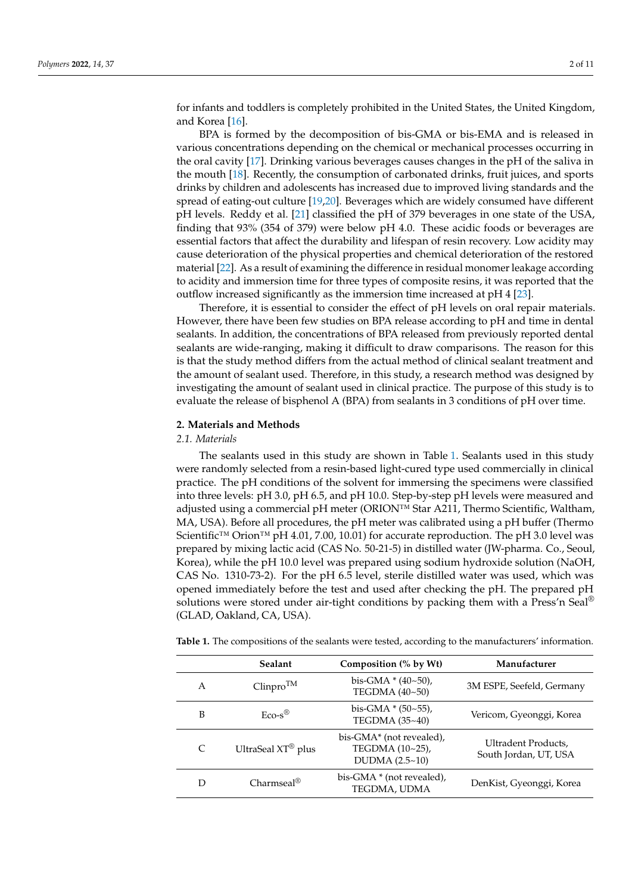for infants and toddlers is completely prohibited in the United States, the United Kingdom, and Korea [16].

BPA is formed by the decomposition of bis-GMA or bis-EMA and is released in various concentrations depending on the chemical or mechanical processes occurring in the oral cavity [17]. Drinking various beverages causes changes in the pH of the saliva in the mouth [18]. Recently, the consumption of carbonated drinks, fruit juices, and sports drinks by children and adolescents has increased due to improved living standards and the spread of eating-out culture [19,20]. Beverages which are widely consumed have different pH levels. Reddy et al. [21] classified the pH of 379 beverages in one state of the USA, finding that 93% (354 of 379) were below pH 4.0. These acidic foods or beverages are essential factors that affect the durability and lifespan of resin recovery. Low acidity may cause deterioration of the physical properties and chemical deterioration of the restored material [22]. As a result of examining the difference in residual monomer leakage according to acidity and immersion time for three types of composite resins, it was reported that the outflow increased significantly as the immersion time increased at pH 4 [23].

Therefore, it is essential to consider the effect of pH levels on oral repair materials. However, there have been few studies on BPA release according to pH and time in dental sealants. In addition, the concentrations of BPA released from previously reported dental sealants are wide-ranging, making it difficult to draw comparisons. The reason for this is that the study method differs from the actual method of clinical sealant treatment and the amount of sealant used. Therefore, in this study, a research method was designed by investigating the amount of sealant used in clinical practice. The purpose of this study is to evaluate the release of bisphenol A (BPA) from sealants in 3 conditions of pH over time.

## 2. Materials and Methods

### 2.1. Materials

The sealants used in this study are shown in Table 1. Sealants used in this study were randomly selected from a resin-based light-cured type used commercially in clinical practice. The pH conditions of the solvent for immersing the specimens were classified into three levels: pH 3.0, pH 6.5, and pH 10.0. Step-by-step pH levels were measured and adjusted using a commercial pH meter (ORION™ Star A211, Thermo Scientific, Waltham, MA, USA). Before all procedures, the pH meter was calibrated using a pH buffer (Thermo Scientific™ Orion™ pH 4.01, 7.00, 10.01) for accurate reproduction. The pH 3.0 level was prepared by mixing lactic acid (CAS No. 50-21-5) in distilled water (JW-pharma. Co., Seoul, Korea), while the pH 10.0 level was prepared using sodium hydroxide solution (NaOH, CAS No. 1310-73-2). For the pH 6.5 level, sterile distilled water was used, which was opened immediately before the test and used after checking the pH. The prepared pH solutions were stored under air-tight conditions by packing them with a Press'n Seal® (GLAD, Oakland, CA, USA).

**Table 1.** The compositions of the sealants were tested, according to the manufacturers' information.

| | Sealant | Composition (% by Wt) | Manufacturer |
|---|---|---|---|
| A | Clinpro™ | bis-GMA * (40~50), TEGDMA (40~50) | 3M ESPE, Seefeld, Germany |
| B | Eco-s® | bis-GMA * (50~55), TEGDMA (35~40) | Vericom, Gyeonggi, Korea |
| C | UltraSeal XT® plus | bis-GMA* (not revealed), TEGDMA (10~25), DUDMA (2.5~10) | Ultradent Products, South Jordan, UT, USA |
| D | Charmseal® | bis-GMA * (not revealed), TEGDMA, UDMA | DenKist, Gyeonggi, Korea |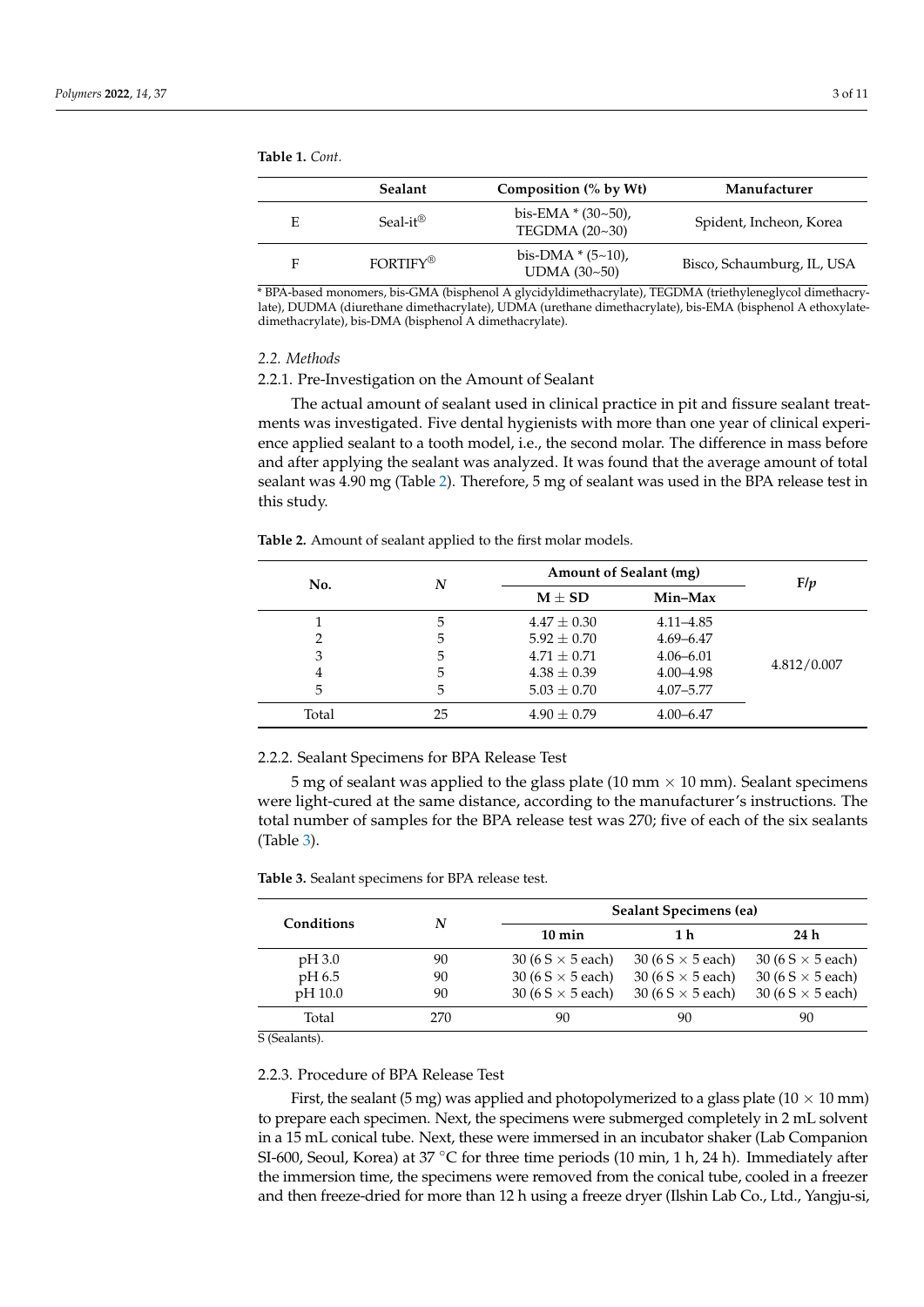**Table 1.** *Cont.*

| | Sealant | Composition (% by Wt) | Manufacturer |
|---|---|---|---|
| E | Seal-it® | bis-EMA * (30~50), TEGDMA (20~30) | Spident, Incheon, Korea |
| F | FORTIFY® | bis-DMA * (5~10), UDMA (30~50) | Bisco, Schaumburg, IL, USA |

* BPA-based monomers, bis-GMA (bisphenol A glycidyldimethacrylate), TEGDMA (triethyleneglycol dimethacrylate), DUDMA (diurethane dimethacrylate), UDMA (urethane dimethacrylate), bis-EMA (bisphenol A ethoxylate-dimethacrylate), bis-DMA (bisphenol A dimethacrylate).

### 2.2. Methods

#### 2.2.1. Pre-Investigation on the Amount of Sealant

The actual amount of sealant used in clinical practice in pit and fissure sealant treatments was investigated. Five dental hygienists with more than one year of clinical experience applied sealant to a tooth model, i.e., the second molar. The difference in mass before and after applying the sealant was analyzed. It was found that the average amount of total sealant was 4.90 mg (Table 2). Therefore, 5 mg of sealant was used in the BPA release test in this study.

**Table 2.** Amount of sealant applied to the first molar models.

| No. | *N* | Amount of Sealant (mg) | | *F*/*p* |
|---|---|---|---|---|
| | | M ± SD | Min–Max | |
| 1 | 5 | 4.47 ± 0.30 | 4.11–4.85 | 4.812/0.007 |
| 2 | 5 | 5.92 ± 0.70 | 4.69–6.47 | |
| 3 | 5 | 4.71 ± 0.71 | 4.06–6.01 | |
| 4 | 5 | 4.38 ± 0.39 | 4.00–4.98 | |
| 5 | 5 | 5.03 ± 0.70 | 4.07–5.77 | |
| Total | 25 | 4.90 ± 0.79 | 4.00–6.47 | |

#### 2.2.2. Sealant Specimens for BPA Release Test

5 mg of sealant was applied to the glass plate (10 mm × 10 mm). Sealant specimens were light-cured at the same distance, according to the manufacturer's instructions. The total number of samples for the BPA release test was 270; five of each of the six sealants (Table 3).

**Table 3.** Sealant specimens for BPA release test.

| Conditions | *N* | Sealant Specimens (ea) | | |
|---|---|---|---|---|
| | | 10 min | 1 h | 24 h |
| pH 3.0 | 90 | 30 (6 S × 5 each) | 30 (6 S × 5 each) | 30 (6 S × 5 each) |
| pH 6.5 | 90 | 30 (6 S × 5 each) | 30 (6 S × 5 each) | 30 (6 S × 5 each) |
| pH 10.0 | 90 | 30 (6 S × 5 each) | 30 (6 S × 5 each) | 30 (6 S × 5 each) |
| Total | 270 | 90 | 90 | 90 |

S (Sealants).

#### 2.2.3. Procedure of BPA Release Test

First, the sealant (5 mg) was applied and photopolymerized to a glass plate (10 × 10 mm) to prepare each specimen. Next, the specimens were submerged completely in 2 mL solvent in a 15 mL conical tube. Next, these were immersed in an incubator shaker (Lab Companion SI-600, Seoul, Korea) at 37 °C for three time periods (10 min, 1 h, 24 h). Immediately after the immersion time, the specimens were removed from the conical tube, cooled in a freezer and then freeze-dried for more than 12 h using a freeze dryer (Ilshin Lab Co., Ltd., Yangju-si,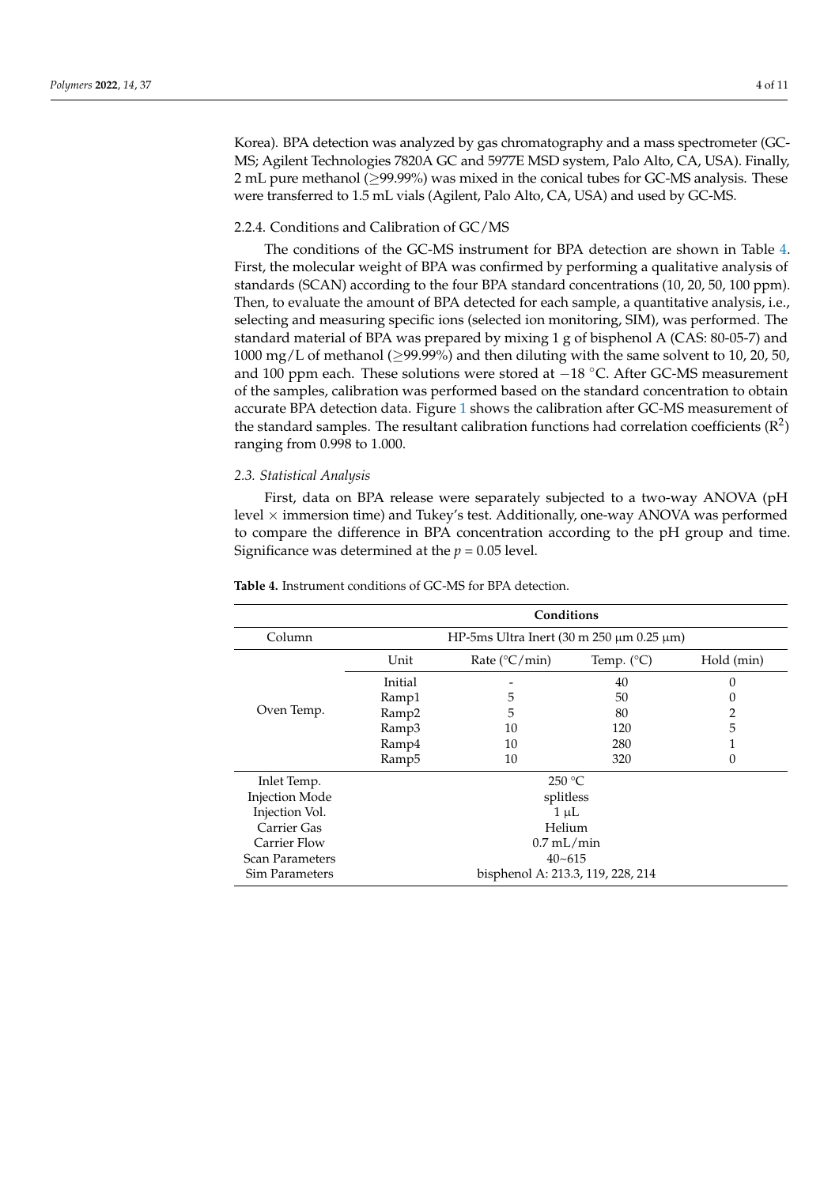Korea). BPA detection was analyzed by gas chromatography and a mass spectrometer (GC-MS; Agilent Technologies 7820A GC and 5977E MSD system, Palo Alto, CA, USA). Finally, 2 mL pure methanol (≥99.99%) was mixed in the conical tubes for GC-MS analysis. These were transferred to 1.5 mL vials (Agilent, Palo Alto, CA, USA) and used by GC-MS.

#### 2.2.4. Conditions and Calibration of GC/MS

The conditions of the GC-MS instrument for BPA detection are shown in Table 4. First, the molecular weight of BPA was confirmed by performing a qualitative analysis of standards (SCAN) according to the four BPA standard concentrations (10, 20, 50, 100 ppm). Then, to evaluate the amount of BPA detected for each sample, a quantitative analysis, i.e., selecting and measuring specific ions (selected ion monitoring, SIM), was performed. The standard material of BPA was prepared by mixing 1 g of bisphenol A (CAS: 80-05-7) and 1000 mg/L of methanol (≥99.99%) and then diluting with the same solvent to 10, 20, 50, and 100 ppm each. These solutions were stored at −18 °C. After GC-MS measurement of the samples, calibration was performed based on the standard concentration to obtain accurate BPA detection data. Figure 1 shows the calibration after GC-MS measurement of the standard samples. The resultant calibration functions had correlation coefficients ($R^2$) ranging from 0.998 to 1.000.

### *2.3. Statistical Analysis*

First, data on BPA release were separately subjected to a two-way ANOVA (pH level × immersion time) and Tukey's test. Additionally, one-way ANOVA was performed to compare the difference in BPA concentration according to the pH group and time. Significance was determined at the $p = 0.05$ level.

**Table 4.** Instrument conditions of GC-MS for BPA detection.

| | Conditions | | | |
|---|---|---|---|---|
| Column | HP-5ms Ultra Inert (30 m 250 μm 0.25 μm) | | | |
| | Unit | Rate (°C/min) | Temp. (°C) | Hold (min) |
| Oven Temp. | Initial | - | 40 | 0 |
| | Ramp1 | 5 | 50 | 0 |
| | Ramp2 | 5 | 80 | 2 |
| | Ramp3 | 10 | 120 | 5 |
| | Ramp4 | 10 | 280 | 1 |
| | Ramp5 | 10 | 320 | 0 |
| Inlet Temp. | 250 °C | | | |
| Injection Mode | splitless | | | |
| Injection Vol. | 1 μL | | | |
| Carrier Gas | Helium | | | |
| Carrier Flow | 0.7 mL/min | | | |
| Scan Parameters | 40~615 | | | |
| Sim Parameters | bisphenol A: 213.3, 119, 228, 214 | | | |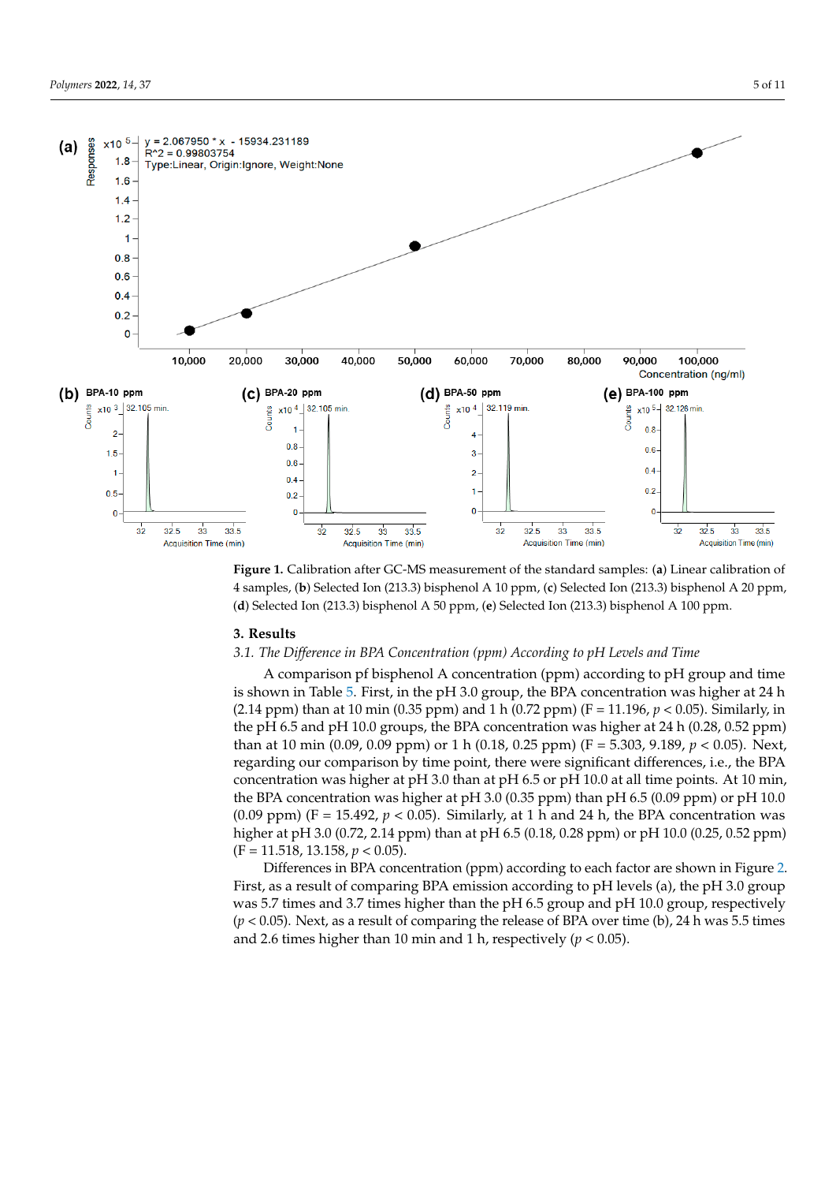(a)
y = 2.067950 * x - 15934.231189
R^2 = 0.99803754
Type:Linear, Origin:Ignore, Weight:None
Responses
x10 5
1.8
1.6
1.4
1.2
1
0.8
0.6
0.4
0.2
0
10,000 20,000 30,000 40,000 50,000 60,000 70,000 80,000 90,000 100,000
Concentration (ng/ml)

(b) BPA-10 ppm
x10 3 32.105 min.
Counts
2
1.5
1
0.5
0
32 32.5 33 33.5
Acquisition Time (min)

(c) BPA-20 ppm
x10 4 32.105 min.
Counts
1
0.8
0.6
0.4
0.2
0
32 32.5 33 33.5
Acquisition Time (min)

(d) BPA-50 ppm
x10 4 32.119 min.
Counts
4
3
2
1
0
32 32.5 33 33.5
Acquisition Time (min)

(e) BPA-100 ppm
x10 5 32.128 min.
Counts
0.8
0.6
0.4
0.2
0
32 32.5 33 33.5
Acquisition Time (min)

**Figure 1.** Calibration after GC-MS measurement of the standard samples: (**a**) Linear calibration of 4 samples, (**b**) Selected Ion (213.3) bisphenol A 10 ppm, (**c**) Selected Ion (213.3) bisphenol A 20 ppm, (**d**) Selected Ion (213.3) bisphenol A 50 ppm, (**e**) Selected Ion (213.3) bisphenol A 100 ppm.

## 3. Results

### *3.1. The Difference in BPA Concentration (ppm) According to pH Levels and Time*

A comparison pf bisphenol A concentration (ppm) according to pH group and time is shown in Table 5. First, in the pH 3.0 group, the BPA concentration was higher at 24 h (2.14 ppm) than at 10 min (0.35 ppm) and 1 h (0.72 ppm) (F = 11.196, $p < 0.05$). Similarly, in the pH 6.5 and pH 10.0 groups, the BPA concentration was higher at 24 h (0.28, 0.52 ppm) than at 10 min (0.09, 0.09 ppm) or 1 h (0.18, 0.25 ppm) (F = 5.303, 9.189, $p < 0.05$). Next, regarding our comparison by time point, there were significant differences, i.e., the BPA concentration was higher at pH 3.0 than at pH 6.5 or pH 10.0 at all time points. At 10 min, the BPA concentration was higher at pH 3.0 (0.35 ppm) than pH 6.5 (0.09 ppm) or pH 10.0 (0.09 ppm) (F = 15.492, $p < 0.05$). Similarly, at 1 h and 24 h, the BPA concentration was higher at pH 3.0 (0.72, 2.14 ppm) than at pH 6.5 (0.18, 0.28 ppm) or pH 10.0 (0.25, 0.52 ppm) (F = 11.518, 13.158, $p < 0.05$).

Differences in BPA concentration (ppm) according to each factor are shown in Figure 2. First, as a result of comparing BPA emission according to pH levels (a), the pH 3.0 group was 5.7 times and 3.7 times higher than the pH 6.5 group and pH 10.0 group, respectively ($p < 0.05$). Next, as a result of comparing the release of BPA over time (b), 24 h was 5.5 times and 2.6 times higher than 10 min and 1 h, respectively ($p < 0.05$).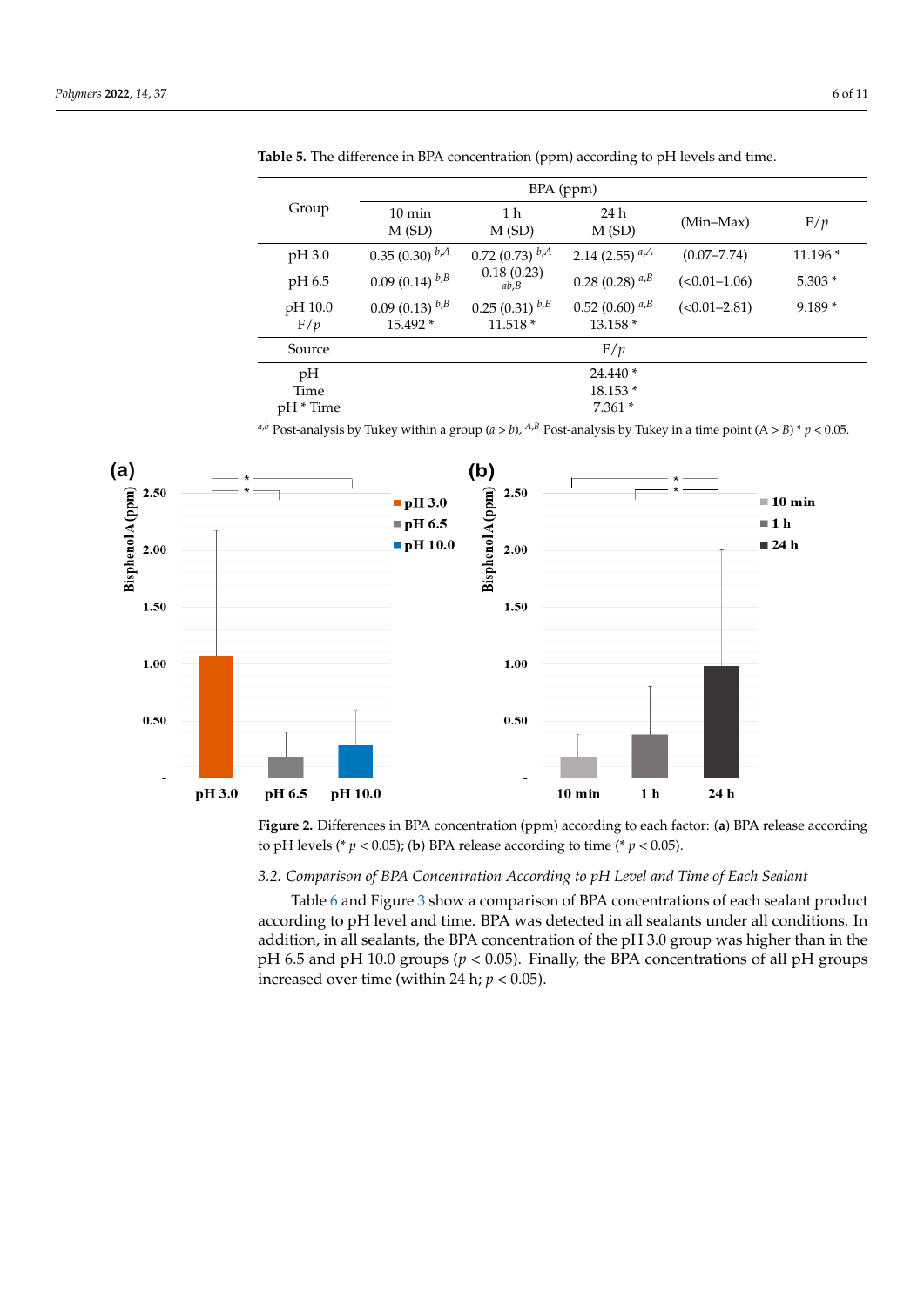**Table 5.** The difference in BPA concentration (ppm) according to pH levels and time.

| Group | BPA (ppm) | | | | |
|---|---|---|---|---|---|
| | 10 min M (SD) | 1 h M (SD) | 24 h M (SD) | (Min–Max) | F/$p$ |
| pH 3.0 | 0.35 (0.30) $^{b,A}$ | 0.72 (0.73) $^{b,A}$ | 2.14 (2.55) $^{a,A}$ | (0.07–7.74) | 11.196 * |
| pH 6.5 | 0.09 (0.14) $^{b,B}$ | 0.18 (0.23) $^{ab,B}$ | 0.28 (0.28) $^{a,B}$ | (<0.01–1.06) | 5.303 * |
| pH 10.0 | 0.09 (0.13) $^{b,B}$ | 0.25 (0.31) $^{b,B}$ | 0.52 (0.60) $^{a,B}$ | (<0.01–2.81) | 9.189 * |
| F/$p$ | 15.492 * | 11.518 * | 13.158 * | | |
| **Source** | **F/$p$** | | | | |
| pH | 24.440 * | | | | |
| Time | 18.153 * | | | | |
| pH * Time | 7.361 * | | | | |

$^{a,b}$ Post-analysis by Tukey within a group ($a > b$), $^{A,B}$ Post-analysis by Tukey in a time point (A > B) * $p < 0.05$.

(a)
Bisphenol A (ppm)
2.50
2.00
1.50
1.00
0.50
-
pH 3.0
pH 6.5
pH 10.0
*
*

(b)
Bisphenol A (ppm)
2.50
2.00
1.50
1.00
0.50
-
10 min
1 h
24 h
*
*

**Figure 2.** Differences in BPA concentration (ppm) according to each factor: (**a**) BPA release according to pH levels (* $p < 0.05$); (**b**) BPA release according to time (* $p < 0.05$).

### *3.2. Comparison of BPA Concentration According to pH Level and Time of Each Sealant*

Table 6 and Figure 3 show a comparison of BPA concentrations of each sealant product according to pH level and time. BPA was detected in all sealants under all conditions. In addition, in all sealants, the BPA concentration of the pH 3.0 group was higher than in the pH 6.5 and pH 10.0 groups ($p < 0.05$). Finally, the BPA concentrations of all pH groups increased over time (within 24 h; $p < 0.05$).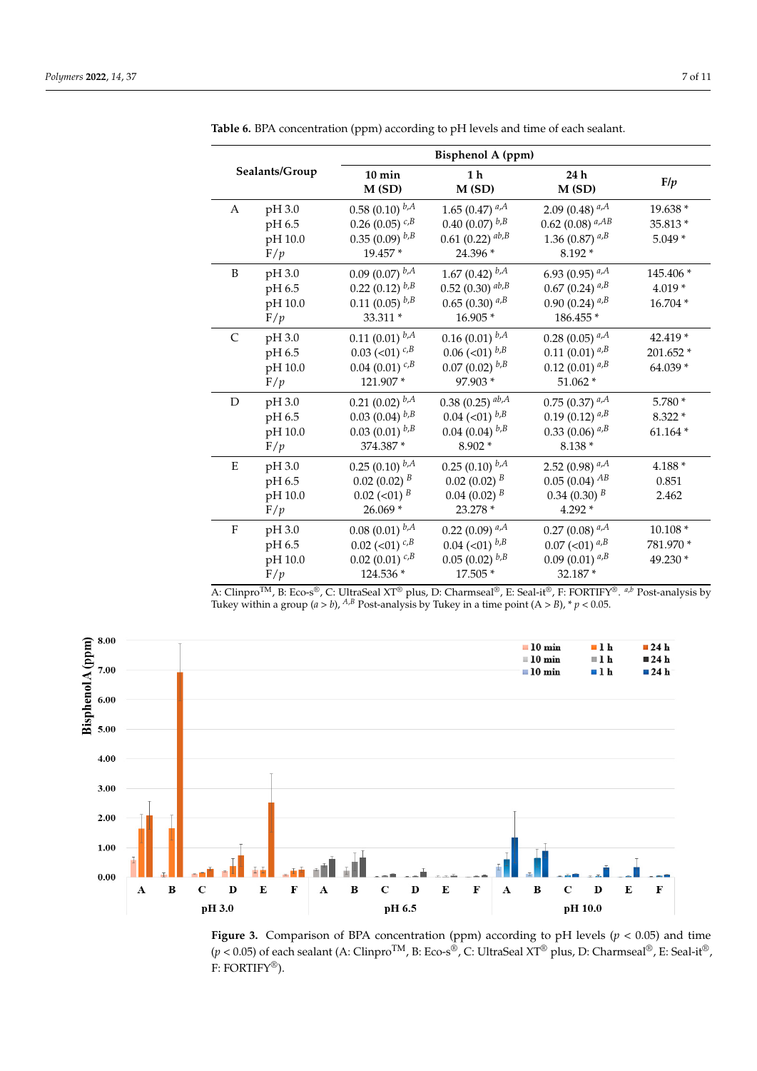**Table 6.** BPA concentration (ppm) according to pH levels and time of each sealant.

| Sealants/Group | | Bisphenol A (ppm) | | | |
|---|---|---|---|---|---|
| | | 10 min M (SD) | 1 h M (SD) | 24 h M (SD) | F/p |
| A | pH 3.0 | 0.58 (0.10) $^{b,A}$ | 1.65 (0.47) $^{a,A}$ | 2.09 (0.48) $^{a,A}$ | 19.638 * |
| | pH 6.5 | 0.26 (0.05) $^{c,B}$ | 0.40 (0.07) $^{b,B}$ | 0.62 (0.08) $^{a,AB}$ | 35.813 * |
| | pH 10.0 | 0.35 (0.09) $^{b,B}$ | 0.61 (0.22) $^{ab,B}$ | 1.36 (0.87) $^{a,B}$ | 5.049 * |
| | F/p | 19.457 * | 24.396 * | 8.192 * | |
| B | pH 3.0 | 0.09 (0.07) $^{b,A}$ | 1.67 (0.42) $^{b,A}$ | 6.93 (0.95) $^{a,A}$ | 145.406 * |
| | pH 6.5 | 0.22 (0.12) $^{b,B}$ | 0.52 (0.30) $^{ab,B}$ | 0.67 (0.24) $^{a,B}$ | 4.019 * |
| | pH 10.0 | 0.11 (0.05) $^{b,B}$ | 0.65 (0.30) $^{a,B}$ | 0.90 (0.24) $^{a,B}$ | 16.704 * |
| | F/p | 33.311 * | 16.905 * | 186.455 * | |
| C | pH 3.0 | 0.11 (0.01) $^{b,A}$ | 0.16 (0.01) $^{b,A}$ | 0.28 (0.05) $^{a,A}$ | 42.419 * |
| | pH 6.5 | 0.03 (<01) $^{c,B}$ | 0.06 (<01) $^{b,B}$ | 0.11 (0.01) $^{a,B}$ | 201.652 * |
| | pH 10.0 | 0.04 (0.01) $^{c,B}$ | 0.07 (0.02) $^{b,B}$ | 0.12 (0.01) $^{a,B}$ | 64.039 * |
| | F/p | 121.907 * | 97.903 * | 51.062 * | |
| D | pH 3.0 | 0.21 (0.02) $^{b,A}$ | 0.38 (0.25) $^{ab,A}$ | 0.75 (0.37) $^{a,A}$ | 5.780 * |
| | pH 6.5 | 0.03 (0.04) $^{b,B}$ | 0.04 (<01) $^{b,B}$ | 0.19 (0.12) $^{a,B}$ | 8.322 * |
| | pH 10.0 | 0.03 (0.01) $^{b,B}$ | 0.04 (0.04) $^{b,B}$ | 0.33 (0.06) $^{a,B}$ | 61.164 * |
| | F/p | 374.387 * | 8.902 * | 8.138 * | |
| E | pH 3.0 | 0.25 (0.10) $^{b,A}$ | 0.25 (0.10) $^{b,A}$ | 2.52 (0.98) $^{a,A}$ | 4.188 * |
| | pH 6.5 | 0.02 (0.02) $^{B}$ | 0.02 (0.02) $^{B}$ | 0.05 (0.04) $^{AB}$ | 0.851 |
| | pH 10.0 | 0.02 (<01) $^{B}$ | 0.04 (0.02) $^{B}$ | 0.34 (0.30) $^{B}$ | 2.462 |
| | F/p | 26.069 * | 23.278 * | 4.292 * | |
| F | pH 3.0 | 0.08 (0.01) $^{b,A}$ | 0.22 (0.09) $^{a,A}$ | 0.27 (0.08) $^{a,A}$ | 10.108 * |
| | pH 6.5 | 0.02 (<01) $^{c,B}$ | 0.04 (<01) $^{b,B}$ | 0.07 (<01) $^{a,B}$ | 781.970 * |
| | pH 10.0 | 0.02 (0.01) $^{c,B}$ | 0.05 (0.02) $^{b,B}$ | 0.09 (0.01) $^{a,B}$ | 49.230 * |
| | F/p | 124.536 * | 17.505 * | 32.187 * | |

A: Clinpro™, B: Eco-s®, C: UltraSeal XT® plus, D: Charmseal®, E: Seal-it®, F: FORTIFY®. $^{a,b}$ Post-analysis by Tukey within a group ($a > b$), $^{A,B}$ Post-analysis by Tukey in a time point ($A > B$), * $p < 0.05$.

Bisphenol A (ppm)

8.00
7.00
6.00
5.00
4.00
3.00
2.00
1.00
0.00

10 min 1 h 24 h
10 min 1 h 24 h
10 min 1 h 24 h

A B C D E F
pH 3.0
A B C D E F
pH 6.5
A B C D E F
pH 10.0

**Figure 3.** Comparison of BPA concentration (ppm) according to pH levels ($p < 0.05$) and time ($p < 0.05$) of each sealant (A: Clinpro™, B: Eco-s®, C: UltraSeal XT® plus, D: Charmseal®, E: Seal-it®, F: FORTIFY®).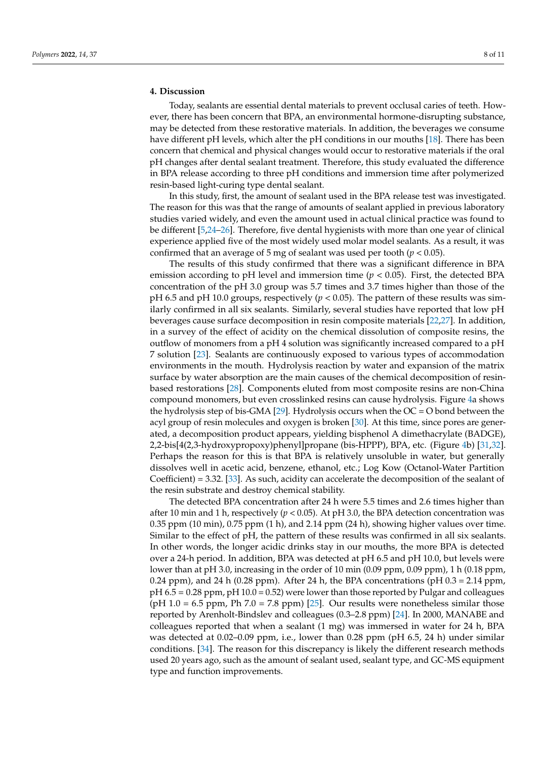## 4. Discussion

Today, sealants are essential dental materials to prevent occlusal caries of teeth. However, there has been concern that BPA, an environmental hormone-disrupting substance, may be detected from these restorative materials. In addition, the beverages we consume have different pH levels, which alter the pH conditions in our mouths [18]. There has been concern that chemical and physical changes would occur to restorative materials if the oral pH changes after dental sealant treatment. Therefore, this study evaluated the difference in BPA release according to three pH conditions and immersion time after polymerized resin-based light-curing type dental sealant.

In this study, first, the amount of sealant used in the BPA release test was investigated. The reason for this was that the range of amounts of sealant applied in previous laboratory studies varied widely, and even the amount used in actual clinical practice was found to be different [5,24–26]. Therefore, five dental hygienists with more than one year of clinical experience applied five of the most widely used molar model sealants. As a result, it was confirmed that an average of 5 mg of sealant was used per tooth ($p < 0.05$).

The results of this study confirmed that there was a significant difference in BPA emission according to pH level and immersion time ($p < 0.05$). First, the detected BPA concentration of the pH 3.0 group was 5.7 times and 3.7 times higher than those of the pH 6.5 and pH 10.0 groups, respectively ($p < 0.05$). The pattern of these results was similarly confirmed in all six sealants. Similarly, several studies have reported that low pH beverages cause surface decomposition in resin composite materials [22,27]. In addition, in a survey of the effect of acidity on the chemical dissolution of composite resins, the outflow of monomers from a pH 4 solution was significantly increased compared to a pH 7 solution [23]. Sealants are continuously exposed to various types of accommodation environments in the mouth. Hydrolysis reaction by water and expansion of the matrix surface by water absorption are the main causes of the chemical decomposition of resin-based restorations [28]. Components eluted from most composite resins are non-China compound monomers, but even crosslinked resins can cause hydrolysis. Figure 4a shows the hydrolysis step of bis-GMA [29]. Hydrolysis occurs when the OC = O bond between the acyl group of resin molecules and oxygen is broken [30]. At this time, since pores are generated, a decomposition product appears, yielding bisphenol A dimethacrylate (BADGE), 2,2-bis[4(2,3-hydroxypropoxy)phenyl]propane (bis-HPPP), BPA, etc. (Figure 4b) [31,32]. Perhaps the reason for this is that BPA is relatively unsoluble in water, but generally dissolves well in acetic acid, benzene, ethanol, etc.; Log Kow (Octanol-Water Partition Coefficient) = 3.32. [33]. As such, acidity can accelerate the decomposition of the sealant of the resin substrate and destroy chemical stability.

The detected BPA concentration after 24 h were 5.5 times and 2.6 times higher than after 10 min and 1 h, respectively ($p < 0.05$). At pH 3.0, the BPA detection concentration was 0.35 ppm (10 min), 0.75 ppm (1 h), and 2.14 ppm (24 h), showing higher values over time. Similar to the effect of pH, the pattern of these results was confirmed in all six sealants. In other words, the longer acidic drinks stay in our mouths, the more BPA is detected over a 24-h period. In addition, BPA was detected at pH 6.5 and pH 10.0, but levels were lower than at pH 3.0, increasing in the order of 10 min (0.09 ppm, 0.09 ppm), 1 h (0.18 ppm, 0.24 ppm), and 24 h (0.28 ppm). After 24 h, the BPA concentrations (pH 0.3 = 2.14 ppm, pH 6.5 = 0.28 ppm, pH 10.0 = 0.52) were lower than those reported by Pulgar and colleagues (pH 1.0 = 6.5 ppm, Ph 7.0 = 7.8 ppm) [25]. Our results were nonetheless similar those reported by Arenholt-Bindslev and colleagues (0.3–2.8 ppm) [24]. In 2000, MANABE and colleagues reported that when a sealant (1 mg) was immersed in water for 24 h, BPA was detected at 0.02–0.09 ppm, i.e., lower than 0.28 ppm (pH 6.5, 24 h) under similar conditions. [34]. The reason for this discrepancy is likely the different research methods used 20 years ago, such as the amount of sealant used, sealant type, and GC-MS equipment type and function improvements.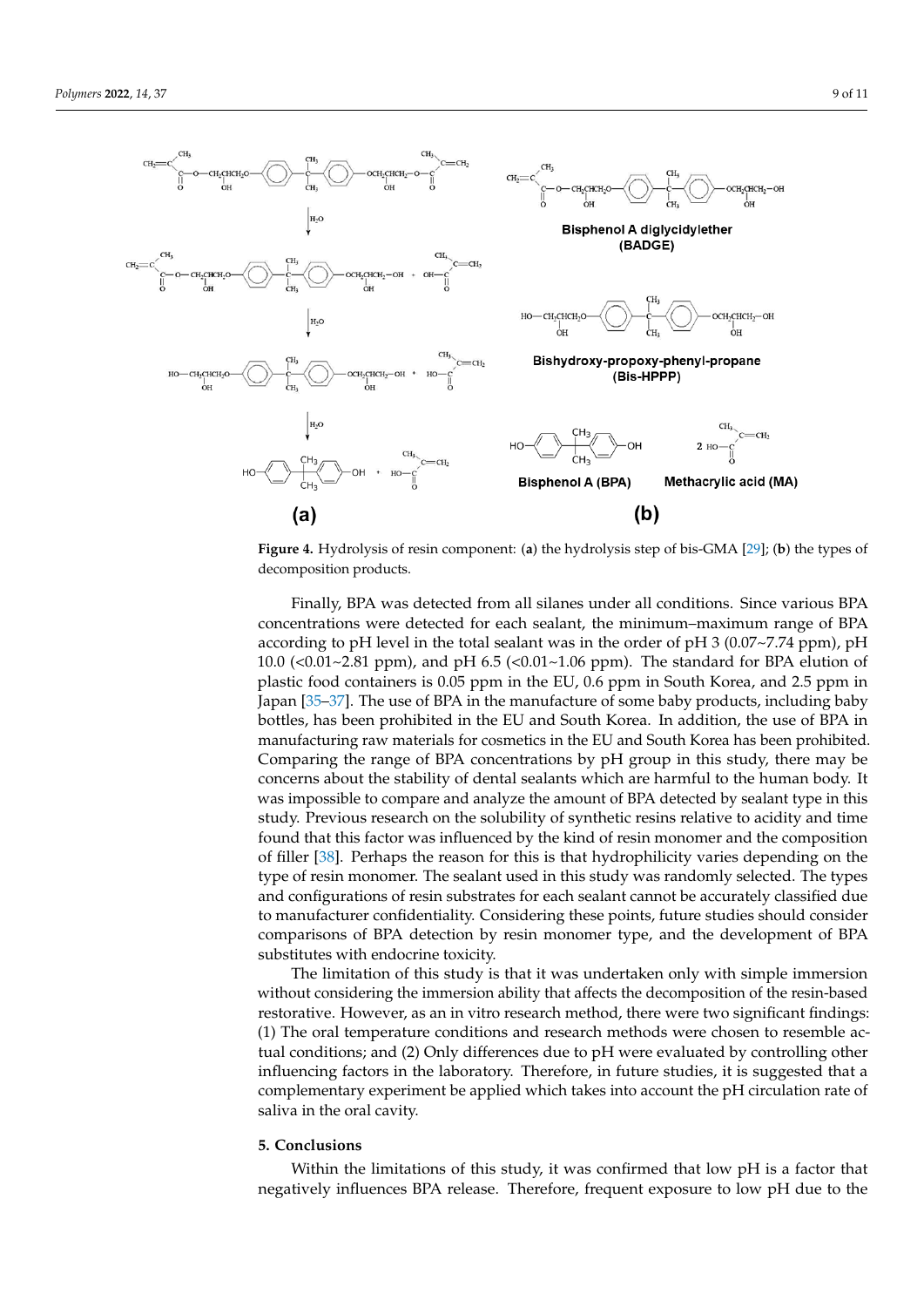Figure 4. Hydrolysis of resin component: (a) the hydrolysis step of bis-GMA [29]; (b) the types of decomposition products.

Finally, BPA was detected from all silanes under all conditions. Since various BPA concentrations were detected for each sealant, the minimum–maximum range of BPA according to pH level in the total sealant was in the order of pH 3 (0.07~7.74 ppm), pH 10.0 (<0.01~2.81 ppm), and pH 6.5 (<0.01~1.06 ppm). The standard for BPA elution of plastic food containers is 0.05 ppm in the EU, 0.6 ppm in South Korea, and 2.5 ppm in Japan [35–37]. The use of BPA in the manufacture of some baby products, including baby bottles, has been prohibited in the EU and South Korea. In addition, the use of BPA in manufacturing raw materials for cosmetics in the EU and South Korea has been prohibited. Comparing the range of BPA concentrations by pH group in this study, there may be concerns about the stability of dental sealants which are harmful to the human body. It was impossible to compare and analyze the amount of BPA detected by sealant type in this study. Previous research on the solubility of synthetic resins relative to acidity and time found that this factor was influenced by the kind of resin monomer and the composition of filler [38]. Perhaps the reason for this is that hydrophilicity varies depending on the type of resin monomer. The sealant used in this study was randomly selected. The types and configurations of resin substrates for each sealant cannot be accurately classified due to manufacturer confidentiality. Considering these points, future studies should consider comparisons of BPA detection by resin monomer type, and the development of BPA substitutes with endocrine toxicity.

The limitation of this study is that it was undertaken only with simple immersion without considering the immersion ability that affects the decomposition of the resin-based restorative. However, as an in vitro research method, there were two significant findings: (1) The oral temperature conditions and research methods were chosen to resemble actual conditions; and (2) Only differences due to pH were evaluated by controlling other influencing factors in the laboratory. Therefore, in future studies, it is suggested that a complementary experiment be applied which takes into account the pH circulation rate of saliva in the oral cavity.

## 5. Conclusions

Within the limitations of this study, it was confirmed that low pH is a factor that negatively influences BPA release. Therefore, frequent exposure to low pH due to the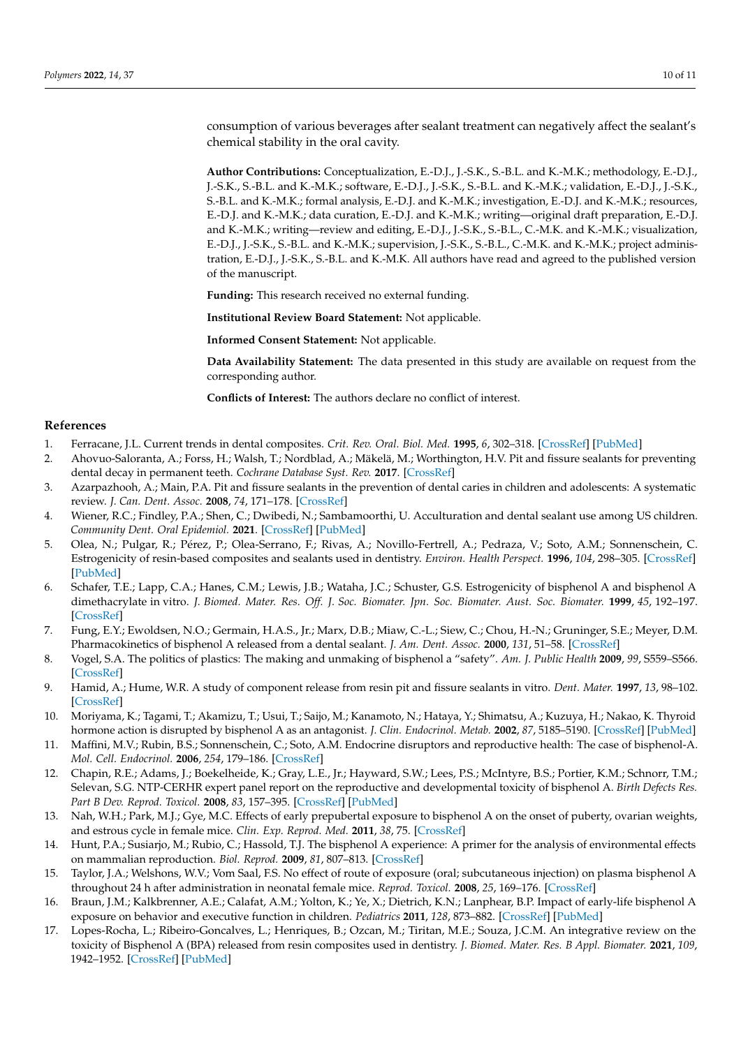consumption of various beverages after sealant treatment can negatively affect the sealant's chemical stability in the oral cavity.

**Author Contributions:** Conceptualization, E.-D.J., J.-S.K., S.-B.L. and K.-M.K.; methodology, E.-D.J., J.-S.K., S.-B.L. and K.-M.K.; software, E.-D.J., J.-S.K., S.-B.L. and K.-M.K.; validation, E.-D.J., J.-S.K., S.-B.L. and K.-M.K.; formal analysis, E.-D.J. and K.-M.K.; investigation, E.-D.J. and K.-M.K.; resources, E.-D.J. and K.-M.K.; data curation, E.-D.J. and K.-M.K.; writing—original draft preparation, E.-D.J. and K.-M.K.; writing—review and editing, E.-D.J., J.-S.K., S.-B.L., C.-M.K. and K.-M.K.; visualization, E.-D.J., J.-S.K., S.-B.L. and K.-M.K.; supervision, J.-S.K., S.-B.L., C.-M.K. and K.-M.K.; project administration, E.-D.J., J.-S.K., S.-B.L. and K.-M.K. All authors have read and agreed to the published version of the manuscript.

**Funding:** This research received no external funding.

**Institutional Review Board Statement:** Not applicable.

**Informed Consent Statement:** Not applicable.

**Data Availability Statement:** The data presented in this study are available on request from the corresponding author.

**Conflicts of Interest:** The authors declare no conflict of interest.

## References

1. Ferracane, J.L. Current trends in dental composites. *Crit. Rev. Oral. Biol. Med.* **1995**, *6*, 302–318. [CrossRef] [PubMed]
2. Ahovuo-Saloranta, A.; Forss, H.; Walsh, T.; Nordblad, A.; Mäkelä, M.; Worthington, H.V. Pit and fissure sealants for preventing dental decay in permanent teeth. *Cochrane Database Syst. Rev.* **2017**. [CrossRef]
3. Azarpazhooh, A.; Main, P.A. Pit and fissure sealants in the prevention of dental caries in children and adolescents: A systematic review. *J. Can. Dent. Assoc.* **2008**, *74*, 171–178. [CrossRef]
4. Wiener, R.C.; Findley, P.A.; Shen, C.; Dwibedi, N.; Sambamoorthi, U. Acculturation and dental sealant use among US children. *Community Dent. Oral Epidemiol.* **2021**. [CrossRef] [PubMed]
5. Olea, N.; Pulgar, R.; Pérez, P.; Olea-Serrano, F.; Rivas, A.; Novillo-Fertrell, A.; Pedraza, V.; Soto, A.M.; Sonnenschein, C. Estrogenicity of resin-based composites and sealants used in dentistry. *Environ. Health Perspect.* **1996**, *104*, 298–305. [CrossRef] [PubMed]
6. Schafer, T.E.; Lapp, C.A.; Hanes, C.M.; Lewis, J.B.; Wataha, J.C.; Schuster, G.S. Estrogenicity of bisphenol A and bisphenol A dimethacrylate in vitro. *J. Biomed. Mater. Res. Off. J. Soc. Biomater. Jpn. Soc. Biomater. Aust. Soc. Biomater.* **1999**, *45*, 192–197. [CrossRef]
7. Fung, E.Y.; Ewoldsen, N.O.; Germain, H.A.S., Jr.; Marx, D.B.; Miaw, C.-L.; Siew, C.; Chou, H.-N.; Gruninger, S.E.; Meyer, D.M. Pharmacokinetics of bisphenol A released from a dental sealant. *J. Am. Dent. Assoc.* **2000**, *131*, 51–58. [CrossRef]
8. Vogel, S.A. The politics of plastics: The making and unmaking of bisphenol a "safety". *Am. J. Public Health* **2009**, *99*, S559–S566. [CrossRef]
9. Hamid, A.; Hume, W.R. A study of component release from resin pit and fissure sealants in vitro. *Dent. Mater.* **1997**, *13*, 98–102. [CrossRef]
10. Moriyama, K.; Tagami, T.; Akamizu, T.; Usui, T.; Saijo, M.; Kanamoto, N.; Hataya, Y.; Shimatsu, A.; Kuzuya, H.; Nakao, K. Thyroid hormone action is disrupted by bisphenol A as an antagonist. *J. Clin. Endocrinol. Metab.* **2002**, *87*, 5185–5190. [CrossRef] [PubMed]
11. Maffini, M.V.; Rubin, B.S.; Sonnenschein, C.; Soto, A.M. Endocrine disruptors and reproductive health: The case of bisphenol-A. *Mol. Cell. Endocrinol.* **2006**, *254*, 179–186. [CrossRef]
12. Chapin, R.E.; Adams, J.; Boekelheide, K.; Gray, L.E., Jr.; Hayward, S.W.; Lees, P.S.; McIntyre, B.S.; Portier, K.M.; Schnorr, T.M.; Selevan, S.G. NTP-CERHR expert panel report on the reproductive and developmental toxicity of bisphenol A. *Birth Defects Res. Part B Dev. Reprod. Toxicol.* **2008**, *83*, 157–395. [CrossRef] [PubMed]
13. Nah, W.H.; Park, M.J.; Gye, M.C. Effects of early prepubertal exposure to bisphenol A on the onset of puberty, ovarian weights, and estrous cycle in female mice. *Clin. Exp. Reprod. Med.* **2011**, *38*, 75. [CrossRef]
14. Hunt, P.A.; Susiarjo, M.; Rubio, C.; Hassold, T.J. The bisphenol A experience: A primer for the analysis of environmental effects on mammalian reproduction. *Biol. Reprod.* **2009**, *81*, 807–813. [CrossRef]
15. Taylor, J.A.; Welshons, W.V.; Vom Saal, F.S. No effect of route of exposure (oral; subcutaneous injection) on plasma bisphenol A throughout 24 h after administration in neonatal female mice. *Reprod. Toxicol.* **2008**, *25*, 169–176. [CrossRef]
16. Braun, J.M.; Kalkbrenner, A.E.; Calafat, A.M.; Yolton, K.; Ye, X.; Dietrich, K.N.; Lanphear, B.P. Impact of early-life bisphenol A exposure on behavior and executive function in children. *Pediatrics* **2011**, *128*, 873–882. [CrossRef] [PubMed]
17. Lopes-Rocha, L.; Ribeiro-Goncalves, L.; Henriques, B.; Ozcan, M.; Tiritan, M.E.; Souza, J.C.M. An integrative review on the toxicity of Bisphenol A (BPA) released from resin composites used in dentistry. *J. Biomed. Mater. Res. B Appl. Biomater.* **2021**, *109*, 1942–1952. [CrossRef] [PubMed]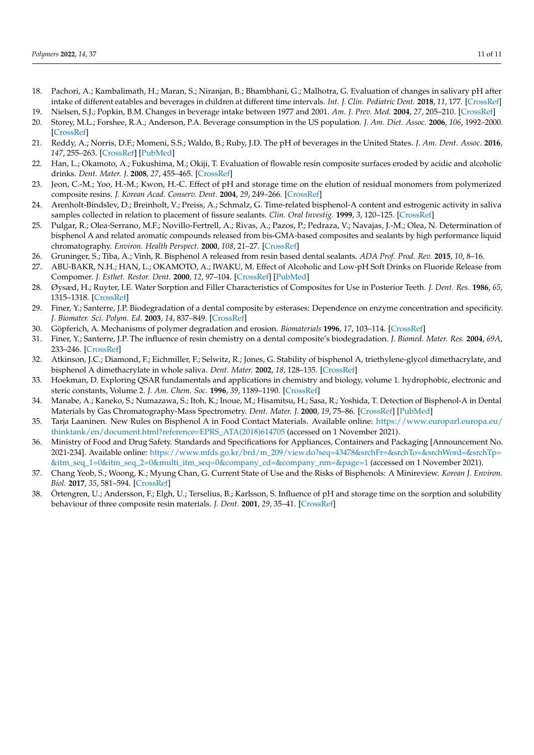18. Pachori, A.; Kambalimath, H.; Maran, S.; Niranjan, B.; Bhambhani, G.; Malhotra, G. Evaluation of changes in salivary pH after intake of different eatables and beverages in children at different time intervals. *Int. J. Clin. Pediatric Dent.* **2018**, *11*, 177. [CrossRef]
19. Nielsen, S.J.; Popkin, B.M. Changes in beverage intake between 1977 and 2001. *Am. J. Prev. Med.* **2004**, *27*, 205–210. [CrossRef]
20. Storey, M.L.; Forshee, R.A.; Anderson, P.A. Beverage consumption in the US population. *J. Am. Diet. Assoc.* **2006**, *106*, 1992–2000. [CrossRef]
21. Reddy, A.; Norris, D.F.; Momeni, S.S.; Waldo, B.; Ruby, J.D. The pH of beverages in the United States. *J. Am. Dent. Assoc.* **2016**, *147*, 255–263. [CrossRef] [PubMed]
22. Han, L.; Okamoto, A.; Fukushima, M.; Okiji, T. Evaluation of flowable resin composite surfaces eroded by acidic and alcoholic drinks. *Dent. Mater. J.* **2008**, *27*, 455–465. [CrossRef]
23. Jeon, C.-M.; Yoo, H.-M.; Kwon, H.-C. Effect of pH and storage time on the elution of residual monomers from polymerized composite resins. *J. Korean Acad. Conserv. Dent.* **2004**, *29*, 249–266. [CrossRef]
24. Arenholt-Bindslev, D.; Breinholt, V.; Preiss, A.; Schmalz, G. Time-related bisphenol-A content and estrogenic activity in saliva samples collected in relation to placement of fissure sealants. *Clin. Oral Investig.* **1999**, *3*, 120–125. [CrossRef]
25. Pulgar, R.; Olea-Serrano, M.F.; Novillo-Fertrell, A.; Rivas, A.; Pazos, P.; Pedraza, V.; Navajas, J.-M.; Olea, N. Determination of bisphenol A and related aromatic compounds released from bis-GMA-based composites and sealants by high performance liquid chromatography. *Environ. Health Perspect.* **2000**, *108*, 21–27. [CrossRef]
26. Gruninger, S.; Tiba, A.; Vinh, R. Bisphenol A released from resin based dental sealants. *ADA Prof. Prod. Rev.* **2015**, *10*, 8–16.
27. ABU-BAKR, N.H.; HAN, L.; OKAMOTO, A.; IWAKU, M. Effect of Alcoholic and Low-pH Soft Drinks on Fluoride Release from Compomer. *J. Esthet. Restor. Dent.* **2000**, *12*, 97–104. [CrossRef] [PubMed]
28. Øysæd, H.; Ruyter, I.E. Water Sorption and Filler Characteristics of Composites for Use in Posterior Teeth. *J. Dent. Res.* **1986**, *65*, 1315–1318. [CrossRef]
29. Finer, Y.; Santerre, J.P. Biodegradation of a dental composite by esterases: Dependence on enzyme concentration and specificity. *J. Biomater. Sci. Polym. Ed.* **2003**, *14*, 837–849. [CrossRef]
30. Göpferich, A. Mechanisms of polymer degradation and erosion. *Biomaterials* **1996**, *17*, 103–114. [CrossRef]
31. Finer, Y.; Santerre, J.P. The influence of resin chemistry on a dental composite's biodegradation. *J. Biomed. Mater. Res.* **2004**, *69A*, 233–246. [CrossRef]
32. Atkinson, J.C.; Diamond, F.; Eichmiller, F.; Selwitz, R.; Jones, G. Stability of bisphenol A, triethylene-glycol dimethacrylate, and bisphenol A dimethacrylate in whole saliva. *Dent. Mater.* **2002**, *18*, 128–135. [CrossRef]
33. Hoekman, D. Exploring QSAR fundamentals and applications in chemistry and biology, volume 1. hydrophobic, electronic and steric constants, Volume 2. *J. Am. Chem. Soc.* **1996**, *39*, 1189–1190. [CrossRef]
34. Manabe, A.; Kaneko, S.; Numazawa, S.; Itoh, K.; Inoue, M.; Hisamitsu, H.; Sasa, R.; Yoshida, T. Detection of Bisphenol-A in Dental Materials by Gas Chromatography-Mass Spectrometry. *Dent. Mater. J.* **2000**, *19*, 75–86. [CrossRef] [PubMed]
35. Tarja Laaninen. New Rules on Bisphenol A in Food Contact Materials. Available online: https://www.europarl.europa.eu/thinktank/en/document.html?reference=EPRS_ATA(2018)614705 (accessed on 1 November 2021).
36. Ministry of Food and Drug Safety. Standards and Specifications for Appliances, Containers and Packaging [Announcement No. 2021-234]. Available online: https://www.mfds.go.kr/brd/m_209/view.do?seq=43478&srchFr=&srchTo=&srchWord=&srchTp=&itm_seq_1=0&itm_seq_2=0&multi_itm_seq=0&company_cd=&company_nm=&page=1 (accessed on 1 November 2021).
37. Chang Yeob, S.; Woong, K.; Myung Chan, G. Current State of Use and the Risks of Bisphenols: A Minireview. *Korean J. Environ. Biol.* **2017**, *35*, 581–594. [CrossRef]
38. Örtengren, U.; Andersson, F.; Elgh, U.; Terselius, B.; Karlsson, S. Influence of pH and storage time on the sorption and solubility behaviour of three composite resin materials. *J. Dent.* **2001**, *29*, 35–41. [CrossRef]